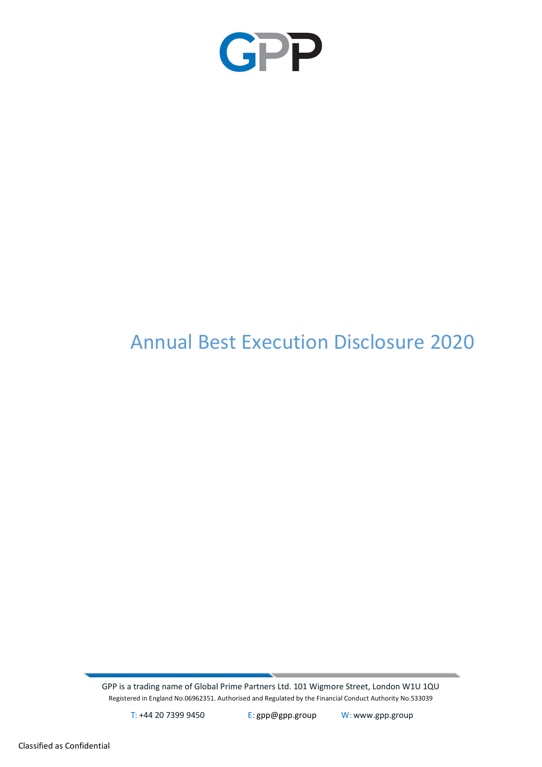GPP

# Annual Best Execution Disclosure 2020

GPP is a trading name of Global Prime Partners Ltd. 101 Wigmore Street, London W1U 1QU
Registered in England No.06962351. Authorised and Regulated by the Financial Conduct Authority No.533039

T: +44 20 7399 9450 E: gpp@gpp.group W: www.gpp.group

Classified as Confidential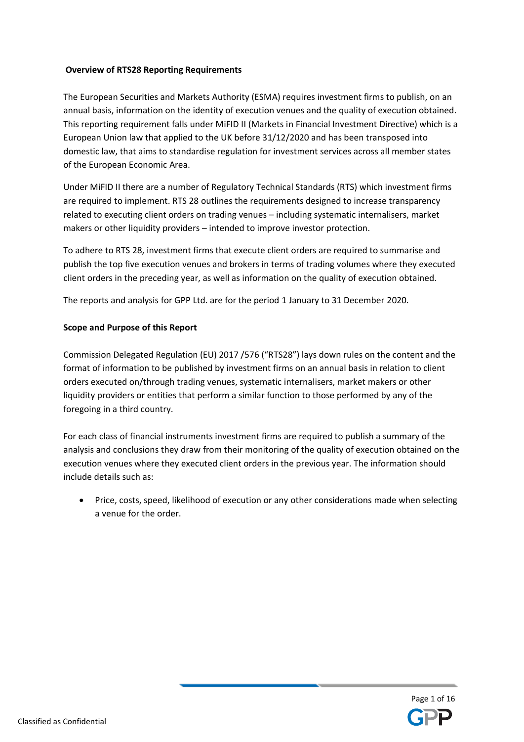**Overview of RTS28 Reporting Requirements**

The European Securities and Markets Authority (ESMA) requires investment firms to publish, on an annual basis, information on the identity of execution venues and the quality of execution obtained. This reporting requirement falls under MiFID II (Markets in Financial Investment Directive) which is a European Union law that applied to the UK before 31/12/2020 and has been transposed into domestic law, that aims to standardise regulation for investment services across all member states of the European Economic Area.

Under MiFID II there are a number of Regulatory Technical Standards (RTS) which investment firms are required to implement. RTS 28 outlines the requirements designed to increase transparency related to executing client orders on trading venues – including systematic internalisers, market makers or other liquidity providers – intended to improve investor protection.

To adhere to RTS 28, investment firms that execute client orders are required to summarise and publish the top five execution venues and brokers in terms of trading volumes where they executed client orders in the preceding year, as well as information on the quality of execution obtained.

The reports and analysis for GPP Ltd. are for the period 1 January to 31 December 2020.

**Scope and Purpose of this Report**

Commission Delegated Regulation (EU) 2017 /576 ("RTS28") lays down rules on the content and the format of information to be published by investment firms on an annual basis in relation to client orders executed on/through trading venues, systematic internalisers, market makers or other liquidity providers or entities that perform a similar function to those performed by any of the foregoing in a third country.

For each class of financial instruments investment firms are required to publish a summary of the analysis and conclusions they draw from their monitoring of the quality of execution obtained on the execution venues where they executed client orders in the previous year. The information should include details such as:

- Price, costs, speed, likelihood of execution or any other considerations made when selecting a venue for the order.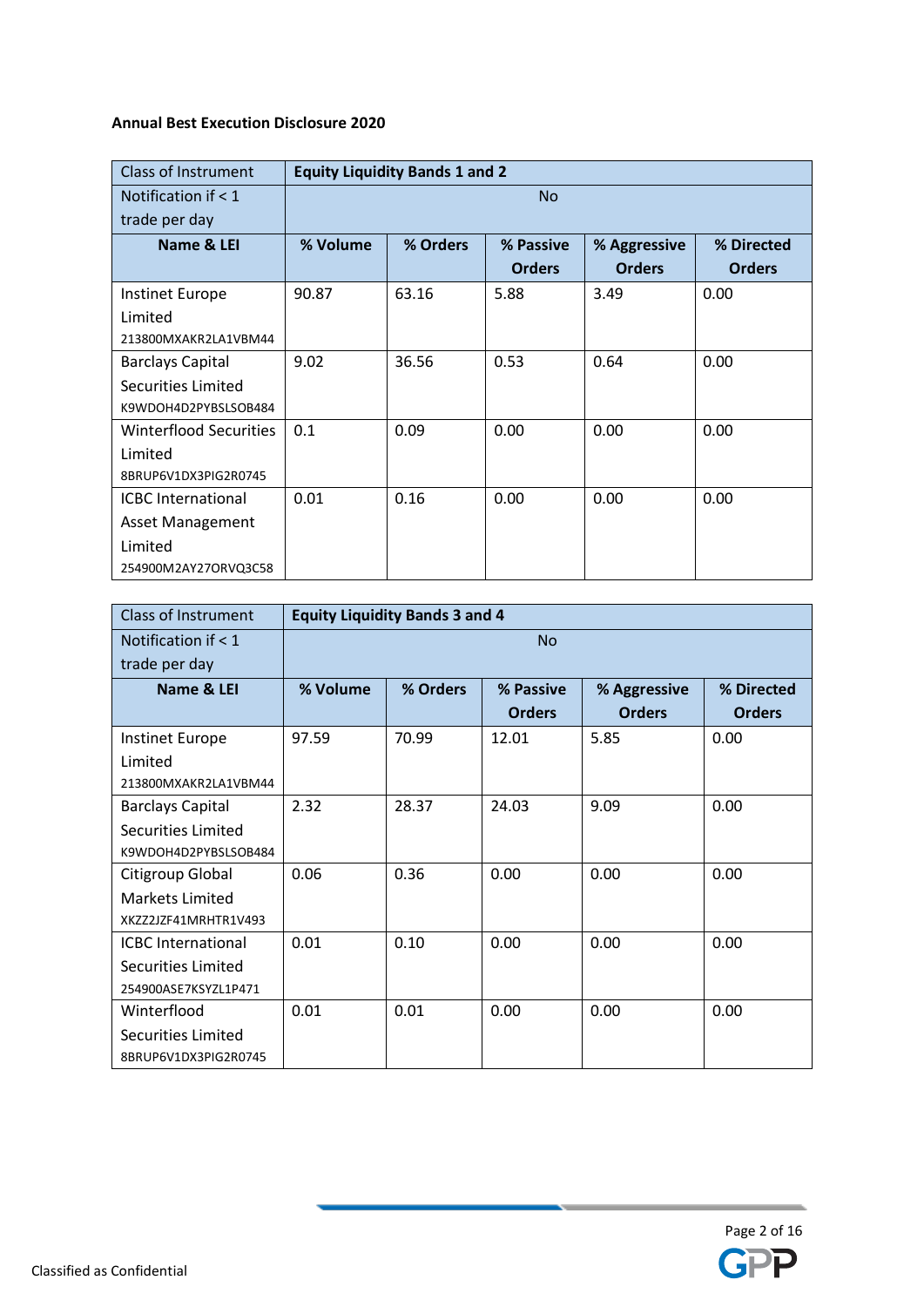**Annual Best Execution Disclosure 2020**

| Class of Instrument | Equity Liquidity Bands 1 and 2 | | | | |
|---|---|---|---|---|---|
| Notification if < 1 trade per day | No | | | | |
| **Name & LEI** | **% Volume** | **% Orders** | **% Passive Orders** | **% Aggressive Orders** | **% Directed Orders** |
| Instinet Europe Limited 213800MXAKR2LA1VBM44 | 90.87 | 63.16 | 5.88 | 3.49 | 0.00 |
| Barclays Capital Securities Limited K9WDOH4D2PYBSLSOB484 | 9.02 | 36.56 | 0.53 | 0.64 | 0.00 |
| Winterflood Securities Limited 8BRUP6V1DX3PIG2R0745 | 0.1 | 0.09 | 0.00 | 0.00 | 0.00 |
| ICBC International Asset Management Limited 254900M2AY27ORVQ3C58 | 0.01 | 0.16 | 0.00 | 0.00 | 0.00 |

| Class of Instrument | Equity Liquidity Bands 3 and 4 | | | | |
|---|---|---|---|---|---|
| Notification if < 1 trade per day | No | | | | |
| **Name & LEI** | **% Volume** | **% Orders** | **% Passive Orders** | **% Aggressive Orders** | **% Directed Orders** |
| Instinet Europe Limited 213800MXAKR2LA1VBM44 | 97.59 | 70.99 | 12.01 | 5.85 | 0.00 |
| Barclays Capital Securities Limited K9WDOH4D2PYBSLSOB484 | 2.32 | 28.37 | 24.03 | 9.09 | 0.00 |
| Citigroup Global Markets Limited XKZZ2JZF41MRHTR1V493 | 0.06 | 0.36 | 0.00 | 0.00 | 0.00 |
| ICBC International Securities Limited 254900ASE7KSYZL1P471 | 0.01 | 0.10 | 0.00 | 0.00 | 0.00 |
| Winterflood Securities Limited 8BRUP6V1DX3PIG2R0745 | 0.01 | 0.01 | 0.00 | 0.00 | 0.00 |

Classified as Confidential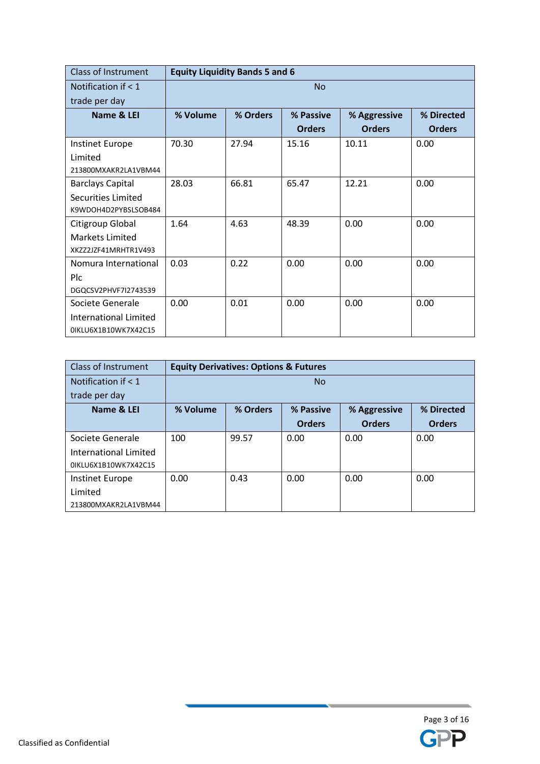| Class of Instrument | **Equity Liquidity Bands 5 and 6** | | | | |
|---|---|---|---|---|---|
| Notification if < 1 trade per day | No | | | | |
| **Name & LEI** | **% Volume** | **% Orders** | **% Passive Orders** | **% Aggressive Orders** | **% Directed Orders** |
| Instinet Europe Limited 213800MXAKR2LA1VBM44 | 70.30 | 27.94 | 15.16 | 10.11 | 0.00 |
| Barclays Capital Securities Limited K9WDOH4D2PYBSLSOB484 | 28.03 | 66.81 | 65.47 | 12.21 | 0.00 |
| Citigroup Global Markets Limited XKZZ2JZF41MRHTR1V493 | 1.64 | 4.63 | 48.39 | 0.00 | 0.00 |
| Nomura International Plc DGQCSV2PHVF7I2743539 | 0.03 | 0.22 | 0.00 | 0.00 | 0.00 |
| Societe Generale International Limited 0IKLU6X1B10WK7X42C15 | 0.00 | 0.01 | 0.00 | 0.00 | 0.00 |

| Class of Instrument | **Equity Derivatives: Options & Futures** | | | | |
|---|---|---|---|---|---|
| Notification if < 1 trade per day | No | | | | |
| **Name & LEI** | **% Volume** | **% Orders** | **% Passive Orders** | **% Aggressive Orders** | **% Directed Orders** |
| Societe Generale International Limited 0IKLU6X1B10WK7X42C15 | 100 | 99.57 | 0.00 | 0.00 | 0.00 |
| Instinet Europe Limited 213800MXAKR2LA1VBM44 | 0.00 | 0.43 | 0.00 | 0.00 | 0.00 |

Classified as Confidential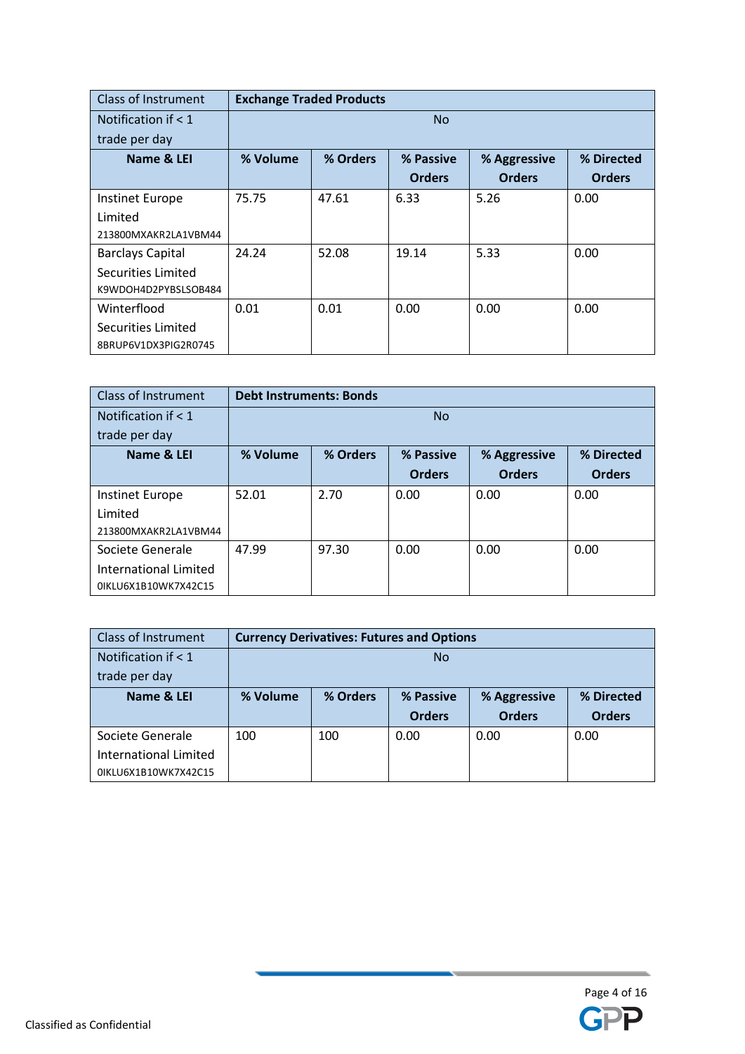| Class of Instrument | **Exchange Traded Products** | | | | |
|---|---|---|---|---|---|
| Notification if < 1 trade per day | No | | | | |
| **Name & LEI** | **% Volume** | **% Orders** | **% Passive Orders** | **% Aggressive Orders** | **% Directed Orders** |
| Instinet Europe Limited 213800MXAKR2LA1VBM44 | 75.75 | 47.61 | 6.33 | 5.26 | 0.00 |
| Barclays Capital Securities Limited K9WDOH4D2PYBSLSOB484 | 24.24 | 52.08 | 19.14 | 5.33 | 0.00 |
| Winterflood Securities Limited 8BRUP6V1DX3PIG2R0745 | 0.01 | 0.01 | 0.00 | 0.00 | 0.00 |

| Class of Instrument | **Debt Instruments: Bonds** | | | | |
|---|---|---|---|---|---|
| Notification if < 1 trade per day | No | | | | |
| **Name & LEI** | **% Volume** | **% Orders** | **% Passive Orders** | **% Aggressive Orders** | **% Directed Orders** |
| Instinet Europe Limited 213800MXAKR2LA1VBM44 | 52.01 | 2.70 | 0.00 | 0.00 | 0.00 |
| Societe Generale International Limited 0IKLU6X1B10WK7X42C15 | 47.99 | 97.30 | 0.00 | 0.00 | 0.00 |

| Class of Instrument | **Currency Derivatives: Futures and Options** | | | | |
|---|---|---|---|---|---|
| Notification if < 1 trade per day | No | | | | |
| **Name & LEI** | **% Volume** | **% Orders** | **% Passive Orders** | **% Aggressive Orders** | **% Directed Orders** |
| Societe Generale International Limited 0IKLU6X1B10WK7X42C15 | 100 | 100 | 0.00 | 0.00 | 0.00 |

Classified as Confidential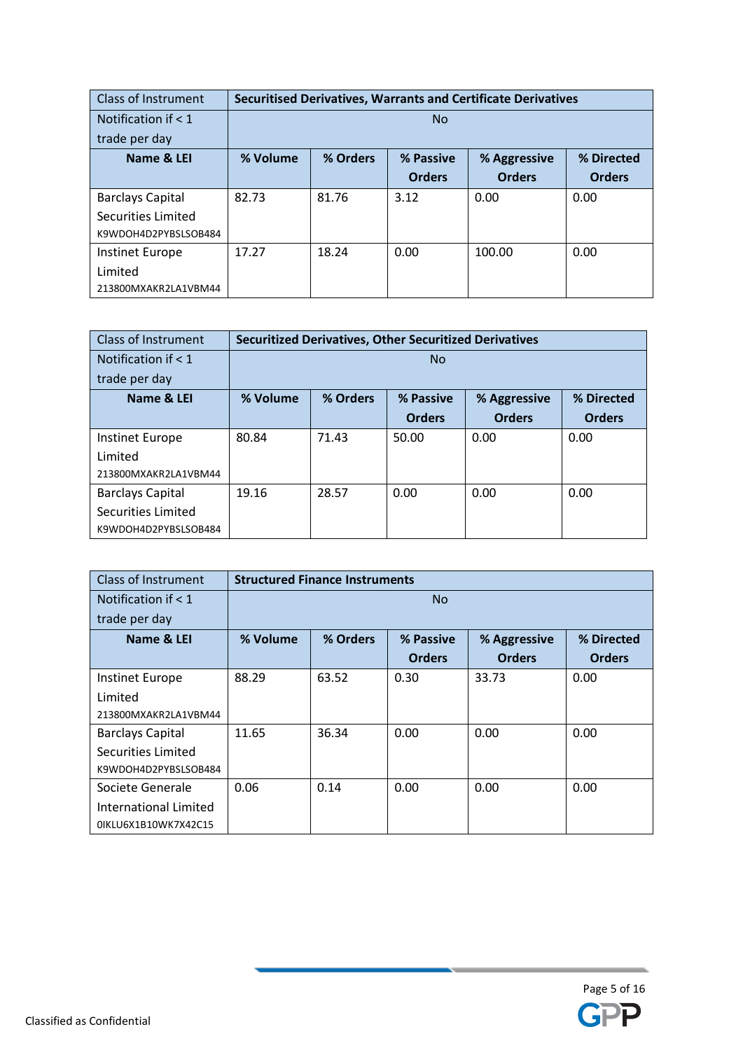| Class of Instrument | Securitised Derivatives, Warrants and Certificate Derivatives | | | | |
|---|---|---|---|---|---|
| Notification if < 1 trade per day | No | | | | |
| **Name & LEI** | **% Volume** | **% Orders** | **% Passive Orders** | **% Aggressive Orders** | **% Directed Orders** |
| Barclays Capital Securities Limited K9WDOH4D2PYBSLSOB484 | 82.73 | 81.76 | 3.12 | 0.00 | 0.00 |
| Instinet Europe Limited 213800MXAKR2LA1VBM44 | 17.27 | 18.24 | 0.00 | 100.00 | 0.00 |

| Class of Instrument | Securitized Derivatives, Other Securitized Derivatives | | | | |
|---|---|---|---|---|---|
| Notification if < 1 trade per day | No | | | | |
| **Name & LEI** | **% Volume** | **% Orders** | **% Passive Orders** | **% Aggressive Orders** | **% Directed Orders** |
| Instinet Europe Limited 213800MXAKR2LA1VBM44 | 80.84 | 71.43 | 50.00 | 0.00 | 0.00 |
| Barclays Capital Securities Limited K9WDOH4D2PYBSLSOB484 | 19.16 | 28.57 | 0.00 | 0.00 | 0.00 |

| Class of Instrument | Structured Finance Instruments | | | | |
|---|---|---|---|---|---|
| Notification if < 1 trade per day | No | | | | |
| **Name & LEI** | **% Volume** | **% Orders** | **% Passive Orders** | **% Aggressive Orders** | **% Directed Orders** |
| Instinet Europe Limited 213800MXAKR2LA1VBM44 | 88.29 | 63.52 | 0.30 | 33.73 | 0.00 |
| Barclays Capital Securities Limited K9WDOH4D2PYBSLSOB484 | 11.65 | 36.34 | 0.00 | 0.00 | 0.00 |
| Societe Generale International Limited 0IKLU6X1B10WK7X42C15 | 0.06 | 0.14 | 0.00 | 0.00 | 0.00 |

Classified as Confidential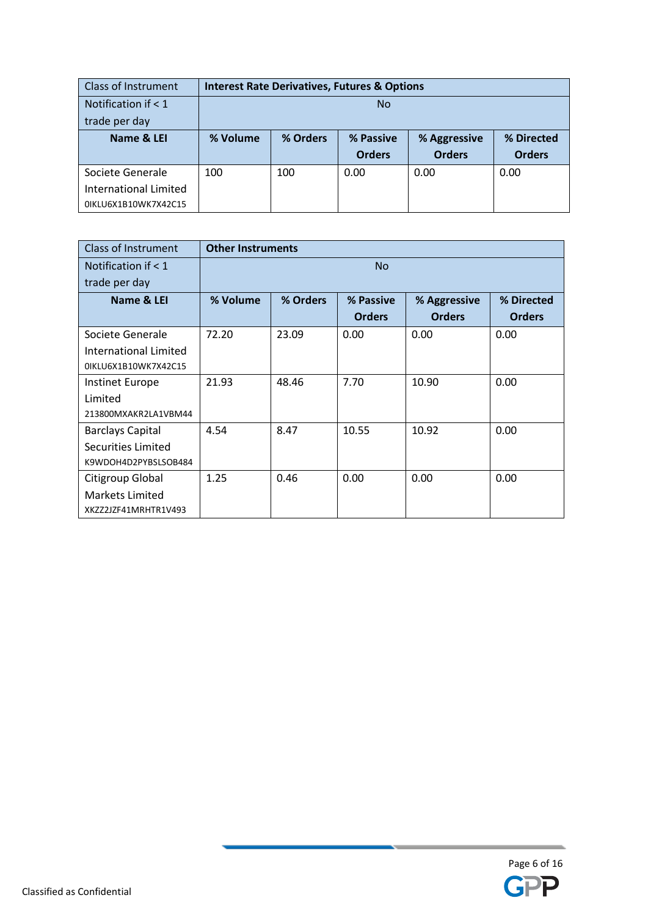| Class of Instrument | Interest Rate Derivatives, Futures & Options | | | | |
|---|---|---|---|---|---|
| Notification if < 1 trade per day | No | | | | |
| **Name & LEI** | **% Volume** | **% Orders** | **% Passive Orders** | **% Aggressive Orders** | **% Directed Orders** |
| Societe Generale International Limited 0IKLU6X1B10WK7X42C15 | 100 | 100 | 0.00 | 0.00 | 0.00 |

| Class of Instrument | Other Instruments | | | | |
|---|---|---|---|---|---|
| Notification if < 1 trade per day | No | | | | |
| **Name & LEI** | **% Volume** | **% Orders** | **% Passive Orders** | **% Aggressive Orders** | **% Directed Orders** |
| Societe Generale International Limited 0IKLU6X1B10WK7X42C15 | 72.20 | 23.09 | 0.00 | 0.00 | 0.00 |
| Instinet Europe Limited 213800MXAKR2LA1VBM44 | 21.93 | 48.46 | 7.70 | 10.90 | 0.00 |
| Barclays Capital Securities Limited K9WDOH4D2PYBSLSOB484 | 4.54 | 8.47 | 10.55 | 10.92 | 0.00 |
| Citigroup Global Markets Limited XKZZ2JZF41MRHTR1V493 | 1.25 | 0.46 | 0.00 | 0.00 | 0.00 |

Classified as Confidential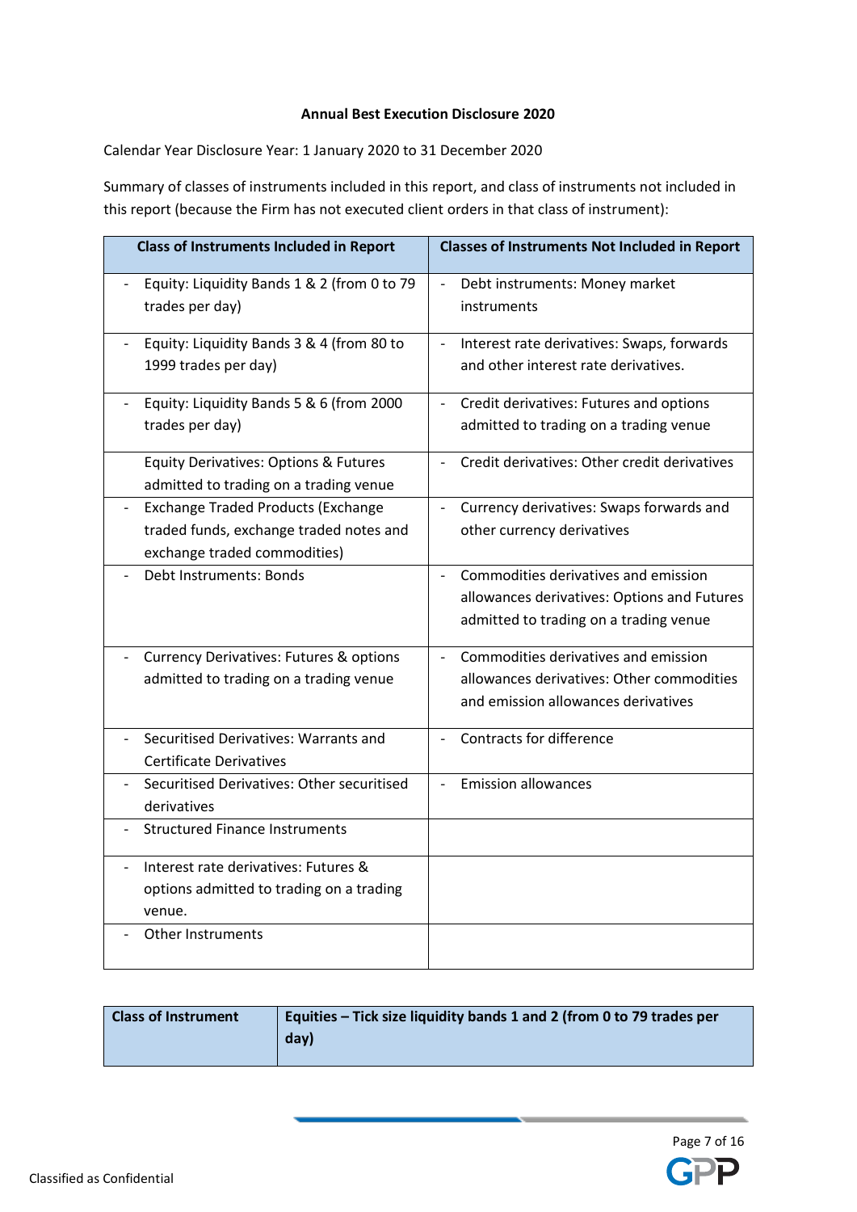**Annual Best Execution Disclosure 2020**

Calendar Year Disclosure Year: 1 January 2020 to 31 December 2020

Summary of classes of instruments included in this report, and class of instruments not included in this report (because the Firm has not executed client orders in that class of instrument):

| Class of Instruments Included in Report | Classes of Instruments Not Included in Report |
|---|---|
| - Equity: Liquidity Bands 1 & 2 (from 0 to 79 trades per day) | - Debt instruments: Money market instruments |
| - Equity: Liquidity Bands 3 & 4 (from 80 to 1999 trades per day) | - Interest rate derivatives: Swaps, forwards and other interest rate derivatives. |
| - Equity: Liquidity Bands 5 & 6 (from 2000 trades per day) | - Credit derivatives: Futures and options admitted to trading on a trading venue |
| Equity Derivatives: Options & Futures admitted to trading on a trading venue | - Credit derivatives: Other credit derivatives |
| - Exchange Traded Products (Exchange traded funds, exchange traded notes and exchange traded commodities) | - Currency derivatives: Swaps forwards and other currency derivatives |
| - Debt Instruments: Bonds | - Commodities derivatives and emission allowances derivatives: Options and Futures admitted to trading on a trading venue |
| - Currency Derivatives: Futures & options admitted to trading on a trading venue | - Commodities derivatives and emission allowances derivatives: Other commodities and emission allowances derivatives |
| - Securitised Derivatives: Warrants and Certificate Derivatives | - Contracts for difference |
| - Securitised Derivatives: Other securitised derivatives | - Emission allowances |
| - Structured Finance Instruments | |
| - Interest rate derivatives: Futures & options admitted to trading on a trading venue. | |
| - Other Instruments | |

| Class of Instrument | Equities – Tick size liquidity bands 1 and 2 (from 0 to 79 trades per day) |
|---|---|

Classified as Confidential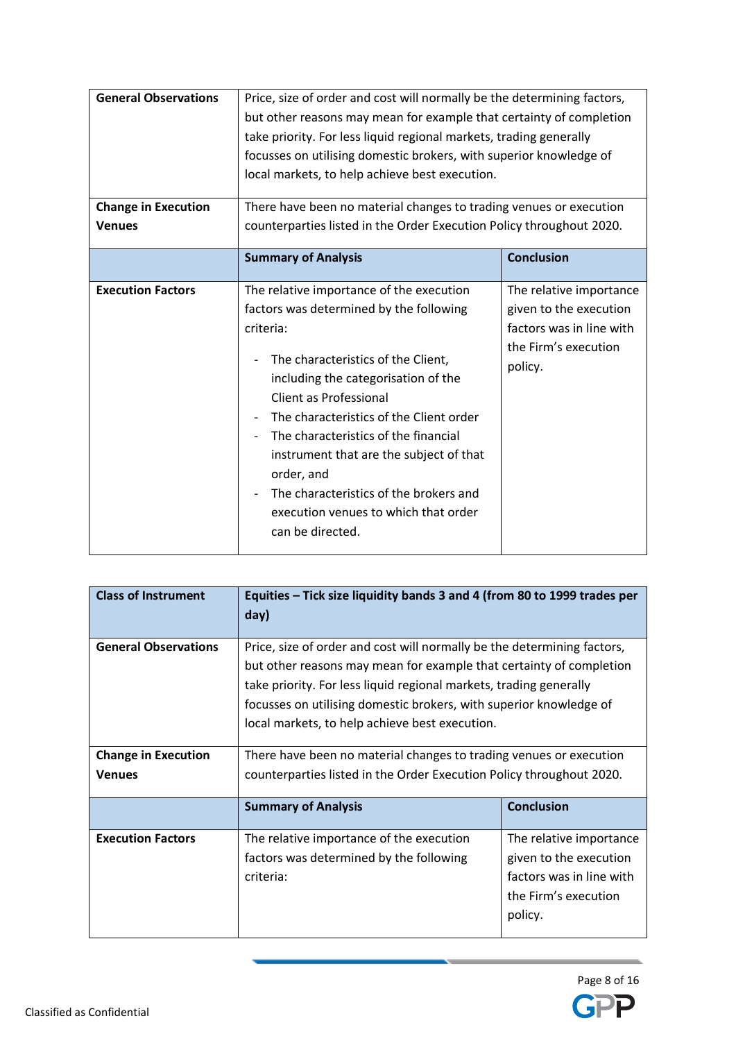| General Observations | Price, size of order and cost will normally be the determining factors, but other reasons may mean for example that certainty of completion take priority. For less liquid regional markets, trading generally focusses on utilising domestic brokers, with superior knowledge of local markets, to help achieve best execution. | |
|---|---|---|
| Change in Execution Venues | There have been no material changes to trading venues or execution counterparties listed in the Order Execution Policy throughout 2020. | |
| | **Summary of Analysis** | **Conclusion** |
| **Execution Factors** | The relative importance of the execution factors was determined by the following criteria:<br><br>- The characteristics of the Client, including the categorisation of the Client as Professional<br>- The characteristics of the Client order<br>- The characteristics of the financial instrument that are the subject of that order, and<br>- The characteristics of the brokers and execution venues to which that order can be directed. | The relative importance given to the execution factors was in line with the Firm's execution policy. |

| Class of Instrument | Equities – Tick size liquidity bands 3 and 4 (from 80 to 1999 trades per day) | |
|---|---|---|
| **General Observations** | Price, size of order and cost will normally be the determining factors, but other reasons may mean for example that certainty of completion take priority. For less liquid regional markets, trading generally focusses on utilising domestic brokers, with superior knowledge of local markets, to help achieve best execution. | |
| **Change in Execution Venues** | There have been no material changes to trading venues or execution counterparties listed in the Order Execution Policy throughout 2020. | |
| | **Summary of Analysis** | **Conclusion** |
| **Execution Factors** | The relative importance of the execution factors was determined by the following criteria: | The relative importance given to the execution factors was in line with the Firm's execution policy. |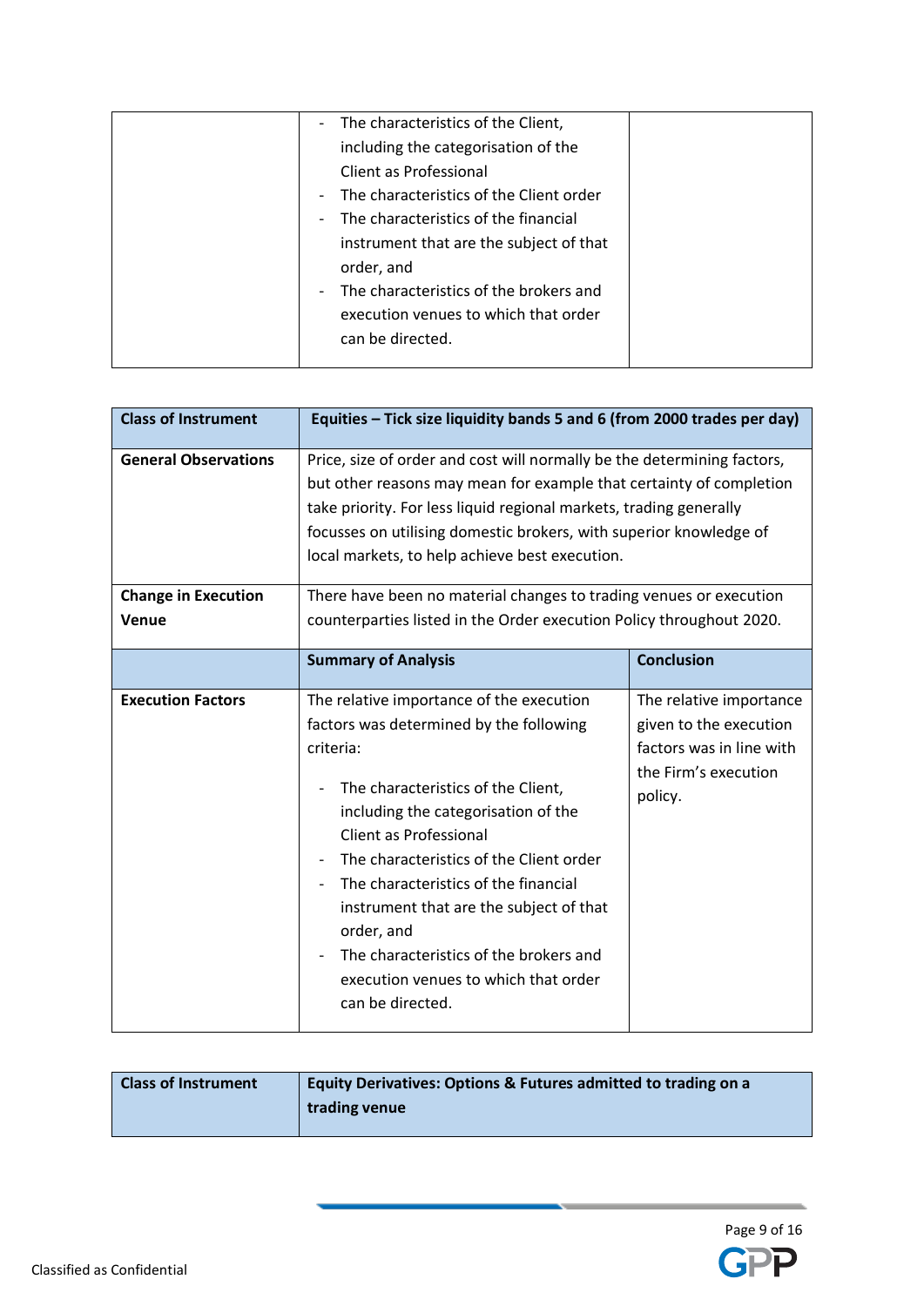| | | |
|---|---|---|
| | - The characteristics of the Client, including the categorisation of the Client as Professional<br>- The characteristics of the Client order<br>- The characteristics of the financial instrument that are the subject of that order, and<br>- The characteristics of the brokers and execution venues to which that order can be directed. | |

| **Class of Instrument** | **Equities – Tick size liquidity bands 5 and 6 (from 2000 trades per day)** | |
|---|---|---|
| **General Observations** | Price, size of order and cost will normally be the determining factors, but other reasons may mean for example that certainty of completion take priority. For less liquid regional markets, trading generally focusses on utilising domestic brokers, with superior knowledge of local markets, to help achieve best execution. | |
| **Change in Execution Venue** | There have been no material changes to trading venues or execution counterparties listed in the Order execution Policy throughout 2020. | |
| | **Summary of Analysis** | **Conclusion** |
| **Execution Factors** | The relative importance of the execution factors was determined by the following criteria:<br>- The characteristics of the Client, including the categorisation of the Client as Professional<br>- The characteristics of the Client order<br>- The characteristics of the financial instrument that are the subject of that order, and<br>- The characteristics of the brokers and execution venues to which that order can be directed. | The relative importance given to the execution factors was in line with the Firm's execution policy. |

| **Class of Instrument** | **Equity Derivatives: Options & Futures admitted to trading on a trading venue** |
|---|---|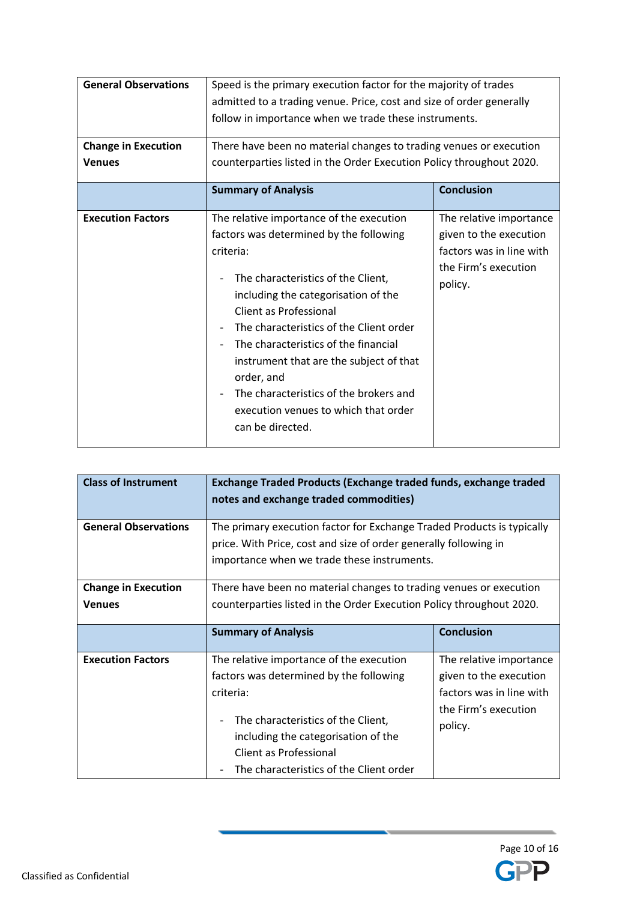| General Observations | Speed is the primary execution factor for the majority of trades admitted to a trading venue. Price, cost and size of order generally follow in importance when we trade these instruments. | |
|---|---|---|
| **Change in Execution Venues** | There have been no material changes to trading venues or execution counterparties listed in the Order Execution Policy throughout 2020. | |
| | **Summary of Analysis** | **Conclusion** |
| **Execution Factors** | The relative importance of the execution factors was determined by the following criteria:<br><br>- The characteristics of the Client, including the categorisation of the Client as Professional<br>- The characteristics of the Client order<br>- The characteristics of the financial instrument that are the subject of that order, and<br>- The characteristics of the brokers and execution venues to which that order can be directed. | The relative importance given to the execution factors was in line with the Firm's execution policy. |

| Class of Instrument | Exchange Traded Products (Exchange traded funds, exchange traded notes and exchange traded commodities) | |
|---|---|---|
| **General Observations** | The primary execution factor for Exchange Traded Products is typically price. With Price, cost and size of order generally following in importance when we trade these instruments. | |
| **Change in Execution Venues** | There have been no material changes to trading venues or execution counterparties listed in the Order Execution Policy throughout 2020. | |
| | **Summary of Analysis** | **Conclusion** |
| **Execution Factors** | The relative importance of the execution factors was determined by the following criteria:<br><br>- The characteristics of the Client, including the categorisation of the Client as Professional<br>- The characteristics of the Client order | The relative importance given to the execution factors was in line with the Firm's execution policy. |

Classified as Confidential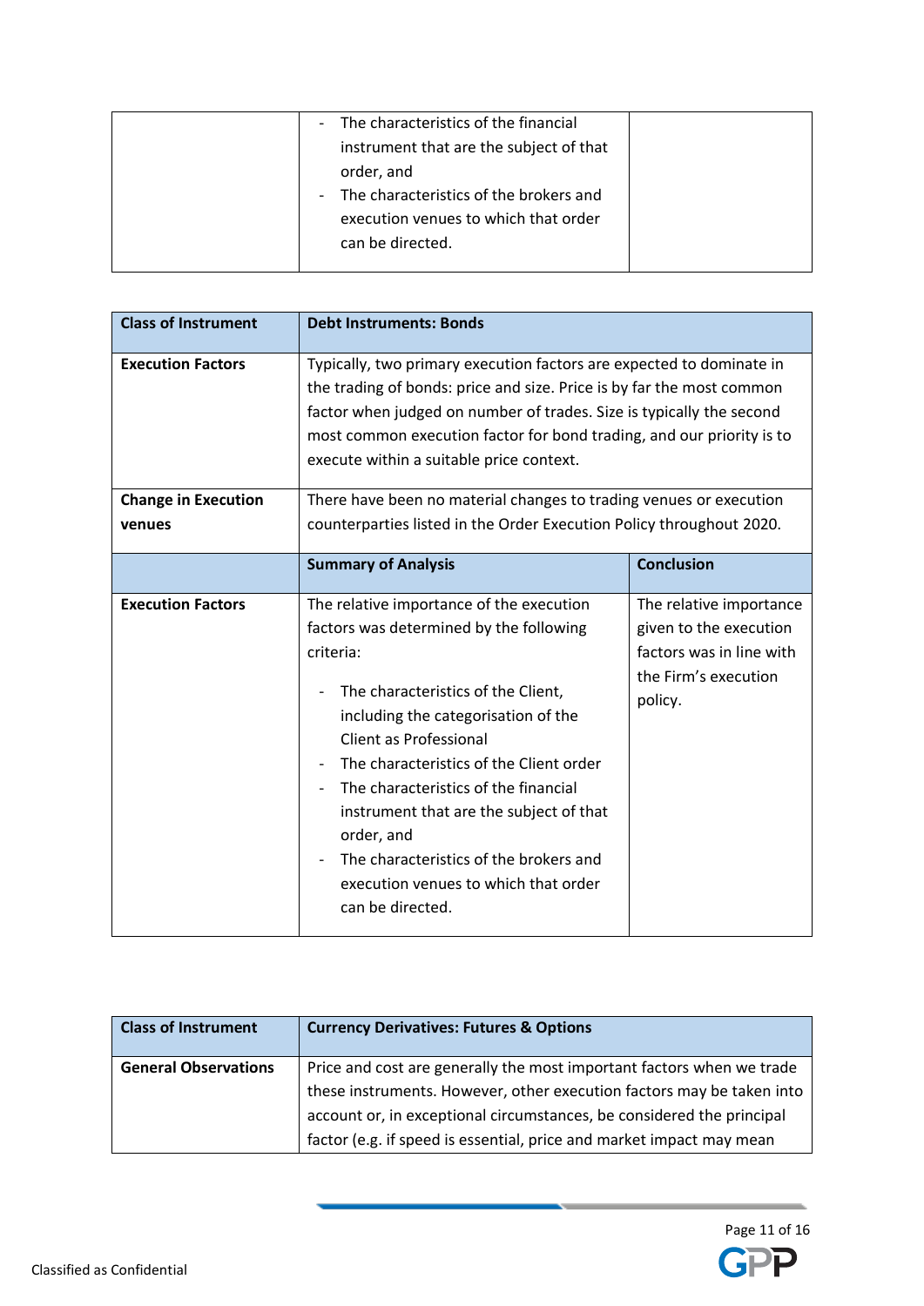|  |  |  |
|---|---|---|
|  | - The characteristics of the financial instrument that are the subject of that order, and<br>- The characteristics of the brokers and execution venues to which that order can be directed. |  |

| **Class of Instrument** | **Debt Instruments: Bonds** | |
|---|---|---|
| **Execution Factors** | Typically, two primary execution factors are expected to dominate in the trading of bonds: price and size. Price is by far the most common factor when judged on number of trades. Size is typically the second most common execution factor for bond trading, and our priority is to execute within a suitable price context. | |
| **Change in Execution venues** | There have been no material changes to trading venues or execution counterparties listed in the Order Execution Policy throughout 2020. | |
| | **Summary of Analysis** | **Conclusion** |
| **Execution Factors** | The relative importance of the execution factors was determined by the following criteria:<br>- The characteristics of the Client, including the categorisation of the Client as Professional<br>- The characteristics of the Client order<br>- The characteristics of the financial instrument that are the subject of that order, and<br>- The characteristics of the brokers and execution venues to which that order can be directed. | The relative importance given to the execution factors was in line with the Firm's execution policy. |

| **Class of Instrument** | **Currency Derivatives: Futures & Options** |
|---|---|
| **General Observations** | Price and cost are generally the most important factors when we trade these instruments. However, other execution factors may be taken into account or, in exceptional circumstances, be considered the principal factor (e.g. if speed is essential, price and market impact may mean |

Classified as Confidential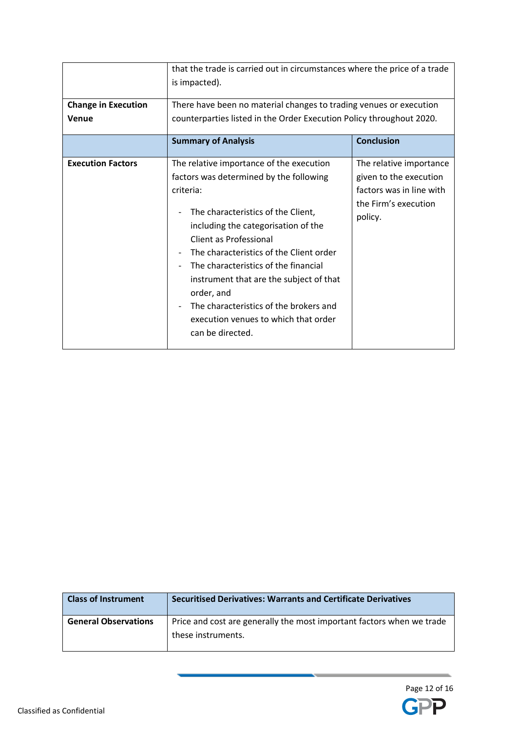|  |  |  |
|---|---|---|
|  | that the trade is carried out in circumstances where the price of a trade is impacted). | |
| **Change in Execution Venue** | There have been no material changes to trading venues or execution counterparties listed in the Order Execution Policy throughout 2020. | |
|  | **Summary of Analysis** | **Conclusion** |
| **Execution Factors** | The relative importance of the execution factors was determined by the following criteria:<br><br>- The characteristics of the Client, including the categorisation of the Client as Professional<br>- The characteristics of the Client order<br>- The characteristics of the financial instrument that are the subject of that order, and<br>- The characteristics of the brokers and execution venues to which that order can be directed. | The relative importance given to the execution factors was in line with the Firm's execution policy. |

| **Class of Instrument** | **Securitised Derivatives: Warrants and Certificate Derivatives** |
|---|---|
| **General Observations** | Price and cost are generally the most important factors when we trade these instruments. |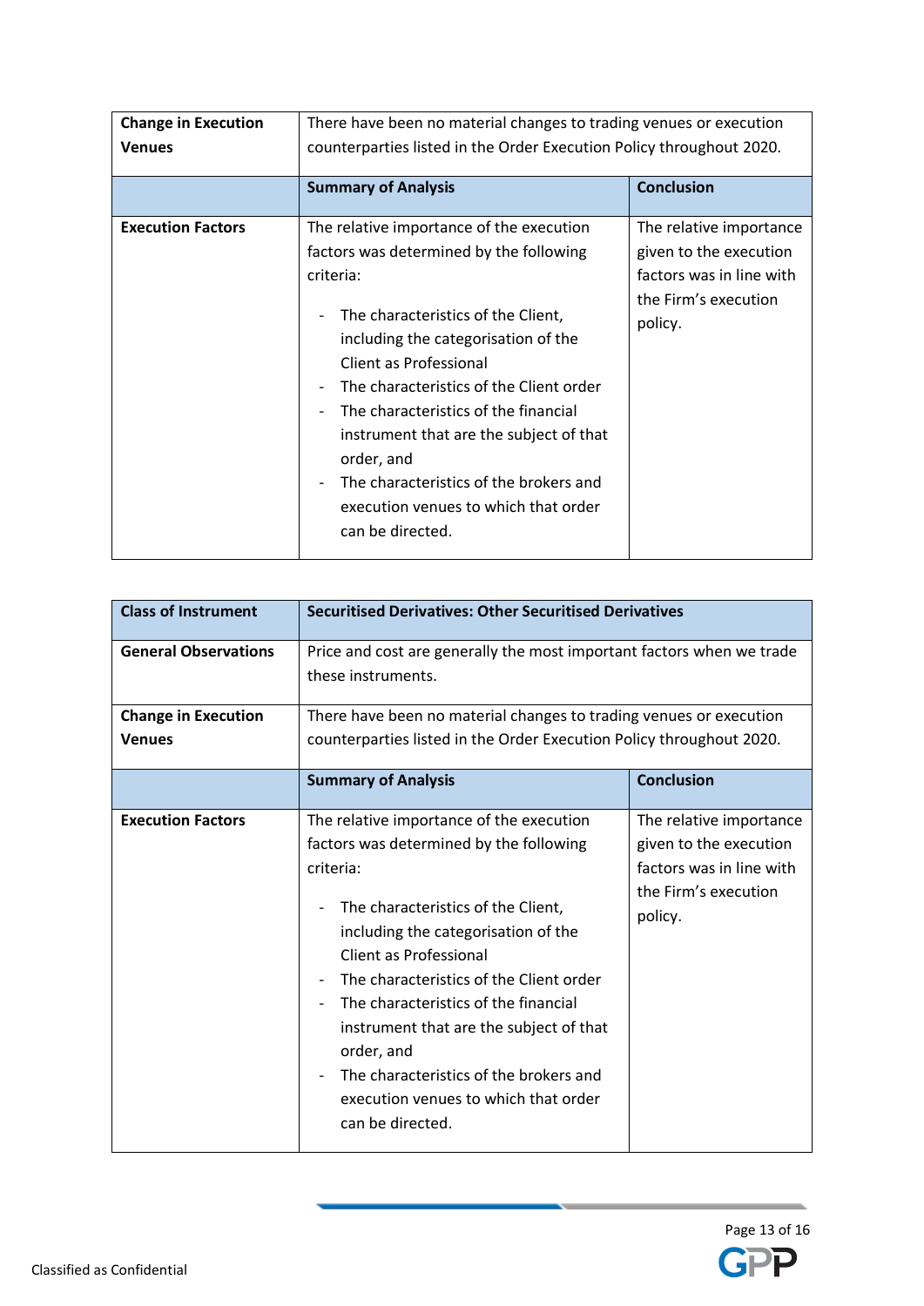| Change in Execution Venues | There have been no material changes to trading venues or execution counterparties listed in the Order Execution Policy throughout 2020. | |
|---|---|---|
| | **Summary of Analysis** | **Conclusion** |
| **Execution Factors** | The relative importance of the execution factors was determined by the following criteria:<br><br>- The characteristics of the Client, including the categorisation of the Client as Professional<br>- The characteristics of the Client order<br>- The characteristics of the financial instrument that are the subject of that order, and<br>- The characteristics of the brokers and execution venues to which that order can be directed. | The relative importance given to the execution factors was in line with the Firm's execution policy. |

| Class of Instrument | Securitised Derivatives: Other Securitised Derivatives | |
|---|---|---|
| **General Observations** | Price and cost are generally the most important factors when we trade these instruments. | |
| **Change in Execution Venues** | There have been no material changes to trading venues or execution counterparties listed in the Order Execution Policy throughout 2020. | |
| | **Summary of Analysis** | **Conclusion** |
| **Execution Factors** | The relative importance of the execution factors was determined by the following criteria:<br><br>- The characteristics of the Client, including the categorisation of the Client as Professional<br>- The characteristics of the Client order<br>- The characteristics of the financial instrument that are the subject of that order, and<br>- The characteristics of the brokers and execution venues to which that order can be directed. | The relative importance given to the execution factors was in line with the Firm's execution policy. |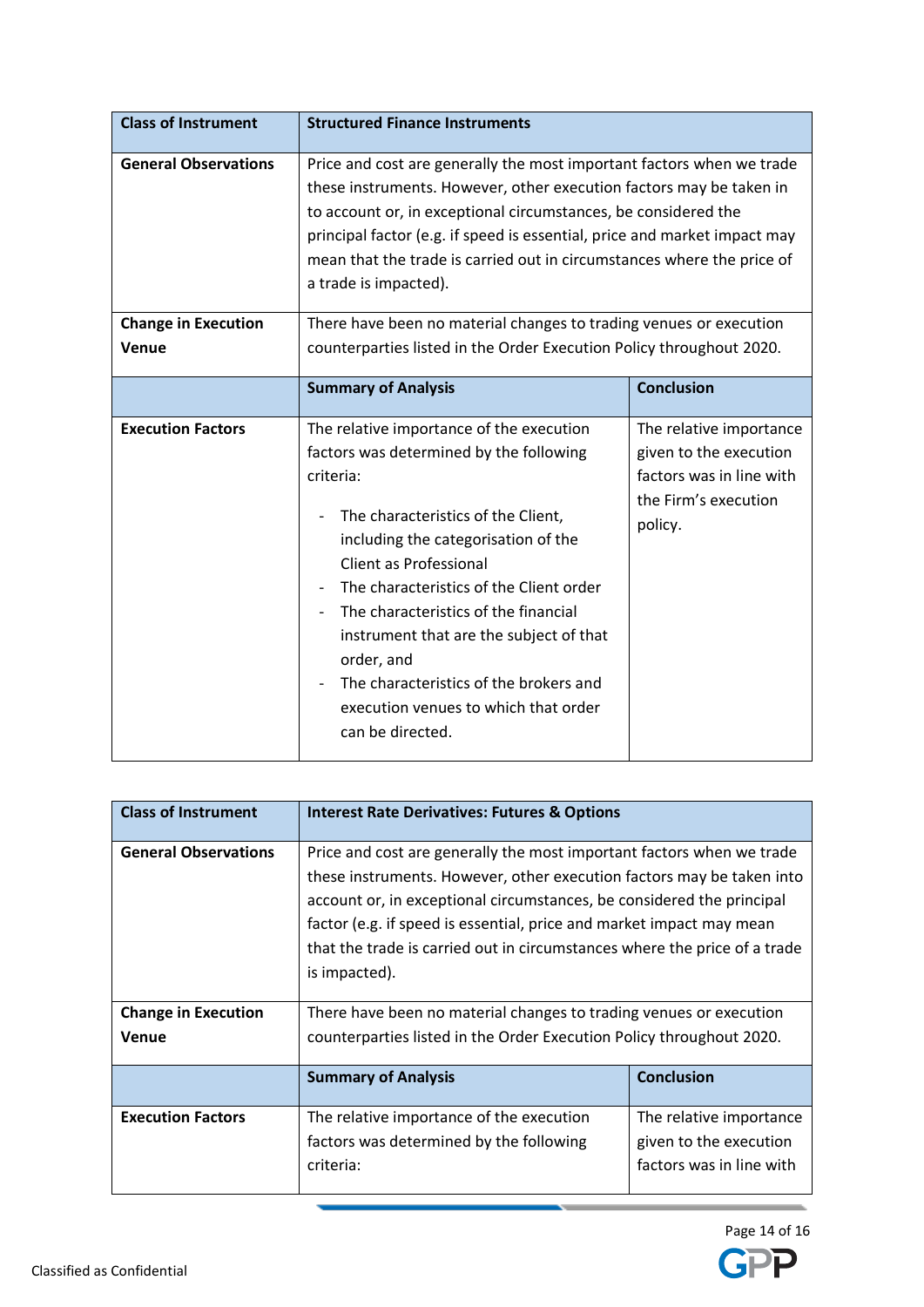| Class of Instrument | Structured Finance Instruments | |
|---|---|---|
| **General Observations** | Price and cost are generally the most important factors when we trade these instruments. However, other execution factors may be taken in to account or, in exceptional circumstances, be considered the principal factor (e.g. if speed is essential, price and market impact may mean that the trade is carried out in circumstances where the price of a trade is impacted). | |
| **Change in Execution Venue** | There have been no material changes to trading venues or execution counterparties listed in the Order Execution Policy throughout 2020. | |
| | **Summary of Analysis** | **Conclusion** |
| **Execution Factors** | The relative importance of the execution factors was determined by the following criteria:<br><br>- The characteristics of the Client, including the categorisation of the Client as Professional<br>- The characteristics of the Client order<br>- The characteristics of the financial instrument that are the subject of that order, and<br>- The characteristics of the brokers and execution venues to which that order can be directed. | The relative importance given to the execution factors was in line with the Firm's execution policy. |

| Class of Instrument | Interest Rate Derivatives: Futures & Options | |
|---|---|---|
| **General Observations** | Price and cost are generally the most important factors when we trade these instruments. However, other execution factors may be taken into account or, in exceptional circumstances, be considered the principal factor (e.g. if speed is essential, price and market impact may mean that the trade is carried out in circumstances where the price of a trade is impacted). | |
| **Change in Execution Venue** | There have been no material changes to trading venues or execution counterparties listed in the Order Execution Policy throughout 2020. | |
| | **Summary of Analysis** | **Conclusion** |
| **Execution Factors** | The relative importance of the execution factors was determined by the following criteria: | The relative importance given to the execution factors was in line with |

Classified as Confidential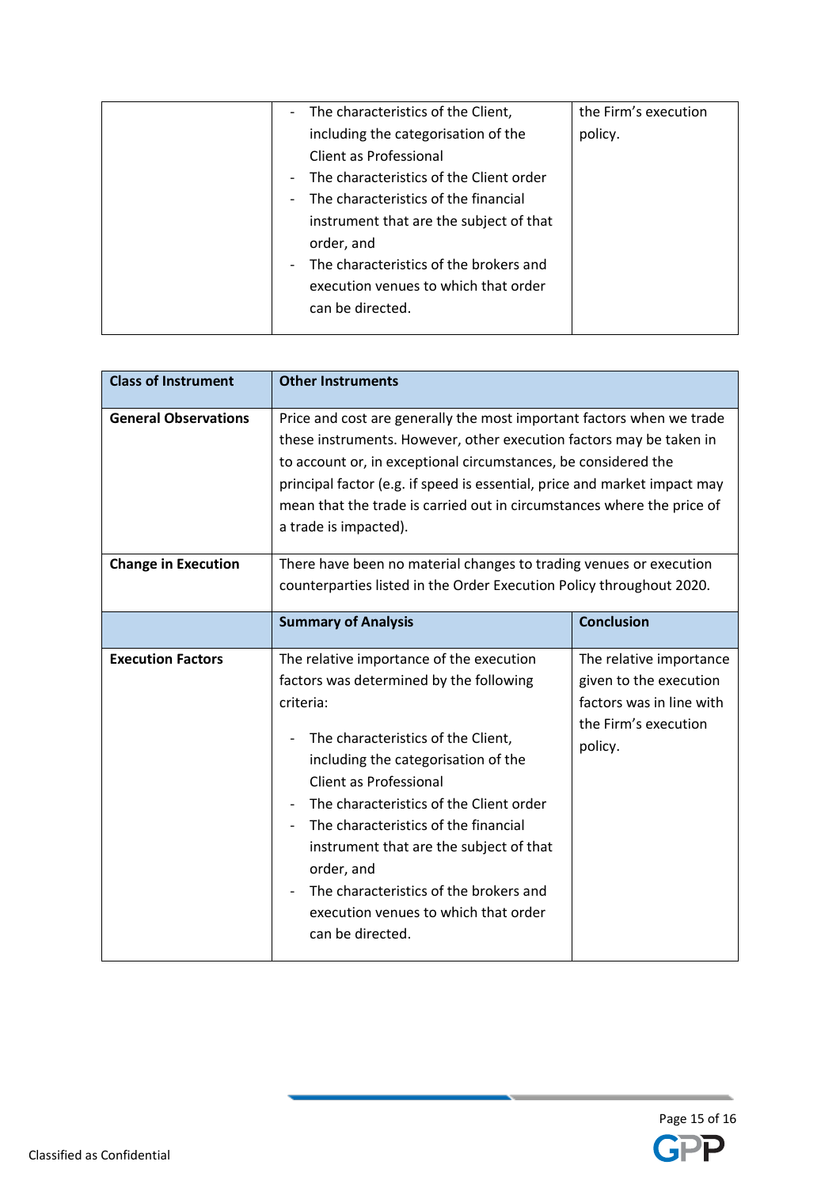|  |  |  |
|---|---|---|
|  | - The characteristics of the Client, including the categorisation of the Client as Professional<br>- The characteristics of the Client order<br>- The characteristics of the financial instrument that are the subject of that order, and<br>- The characteristics of the brokers and execution venues to which that order can be directed. | the Firm's execution policy. |

| **Class of Instrument** | **Other Instruments** | |
|---|---|---|
| **General Observations** | Price and cost are generally the most important factors when we trade these instruments. However, other execution factors may be taken in to account or, in exceptional circumstances, be considered the principal factor (e.g. if speed is essential, price and market impact may mean that the trade is carried out in circumstances where the price of a trade is impacted). | |
| **Change in Execution** | There have been no material changes to trading venues or execution counterparties listed in the Order Execution Policy throughout 2020. | |
| | **Summary of Analysis** | **Conclusion** |
| **Execution Factors** | The relative importance of the execution factors was determined by the following criteria:<br>- The characteristics of the Client, including the categorisation of the Client as Professional<br>- The characteristics of the Client order<br>- The characteristics of the financial instrument that are the subject of that order, and<br>- The characteristics of the brokers and execution venues to which that order can be directed. | The relative importance given to the execution factors was in line with the Firm's execution policy. |

Classified as Confidential